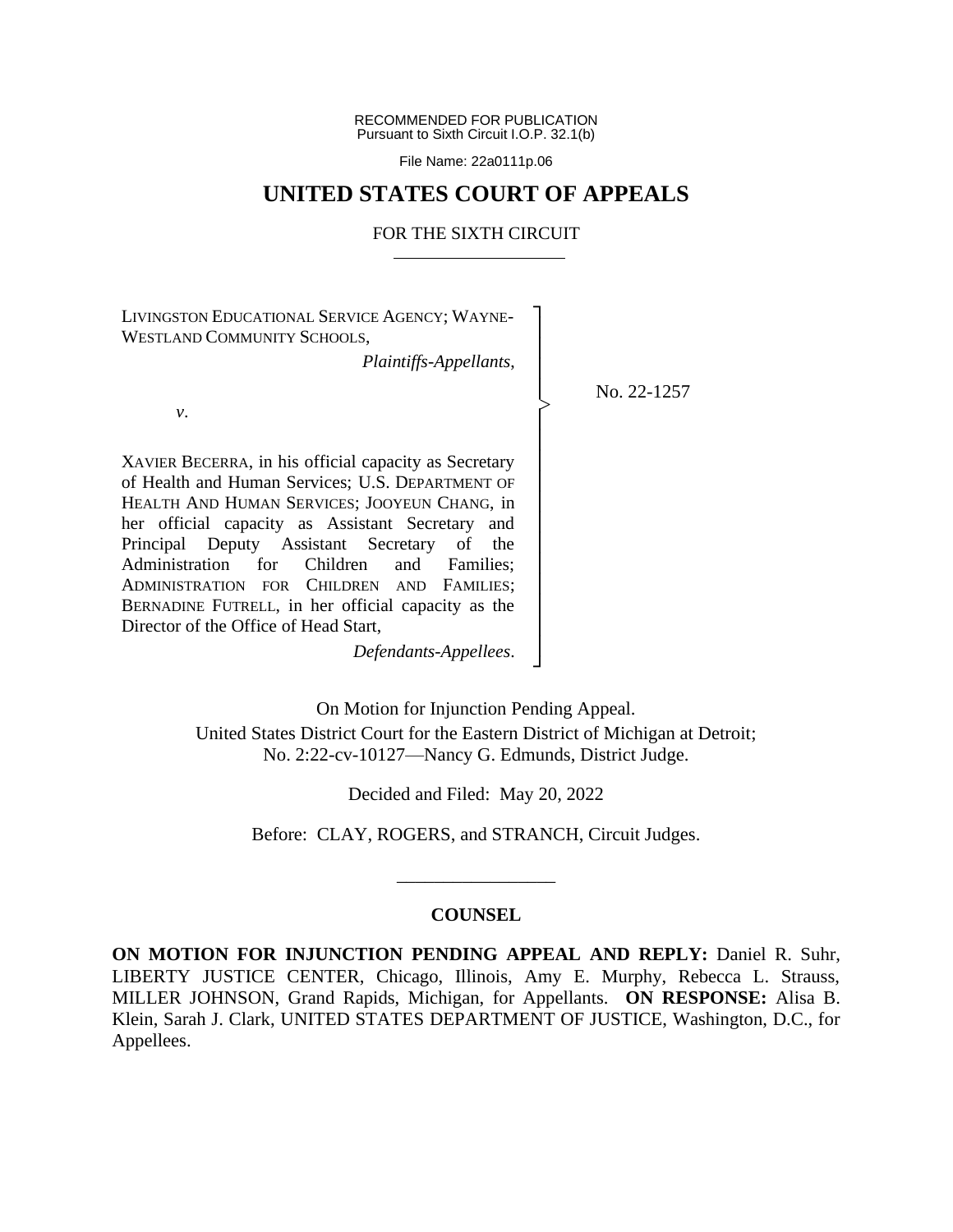RECOMMENDED FOR PUBLICATION
Pursuant to Sixth Circuit I.O.P. 32.1(b)

File Name: 22a0111p.06

# UNITED STATES COURT OF APPEALS

## FOR THE SIXTH CIRCUIT

LIVINGSTON EDUCATIONAL SERVICE AGENCY; WAYNE-WESTLAND COMMUNITY SCHOOLS,

*Plaintiffs-Appellants*,

*v*.

XAVIER BECERRA, in his official capacity as Secretary of Health and Human Services; U.S. DEPARTMENT OF HEALTH AND HUMAN SERVICES; JOOYEUN CHANG, in her official capacity as Assistant Secretary and Principal Deputy Assistant Secretary of the Administration for Children and Families; ADMINISTRATION FOR CHILDREN AND FAMILIES; BERNADINE FUTRELL, in her official capacity as the Director of the Office of Head Start,

*Defendants-Appellees*.

No. 22-1257

On Motion for Injunction Pending Appeal.
United States District Court for the Eastern District of Michigan at Detroit;
No. 2:22-cv-10127—Nancy G. Edmunds, District Judge.

Decided and Filed: May 20, 2022

Before: CLAY, ROGERS, and STRANCH, Circuit Judges.

---

**COUNSEL**

**ON MOTION FOR INJUNCTION PENDING APPEAL AND REPLY:** Daniel R. Suhr, LIBERTY JUSTICE CENTER, Chicago, Illinois, Amy E. Murphy, Rebecca L. Strauss, MILLER JOHNSON, Grand Rapids, Michigan, for Appellants. **ON RESPONSE:** Alisa B. Klein, Sarah J. Clark, UNITED STATES DEPARTMENT OF JUSTICE, Washington, D.C., for Appellees.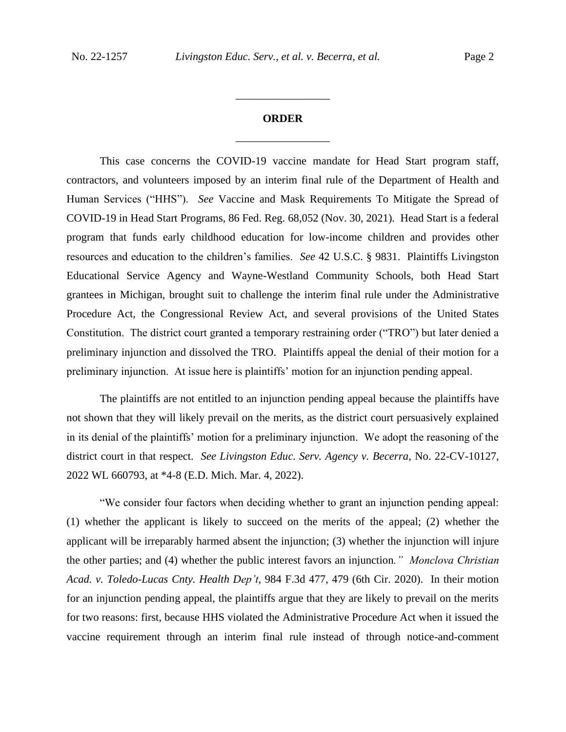## ORDER

This case concerns the COVID-19 vaccine mandate for Head Start program staff, contractors, and volunteers imposed by an interim final rule of the Department of Health and Human Services ("HHS"). *See* Vaccine and Mask Requirements To Mitigate the Spread of COVID-19 in Head Start Programs, 86 Fed. Reg. 68,052 (Nov. 30, 2021). Head Start is a federal program that funds early childhood education for low-income children and provides other resources and education to the children's families. *See* 42 U.S.C. § 9831. Plaintiffs Livingston Educational Service Agency and Wayne-Westland Community Schools, both Head Start grantees in Michigan, brought suit to challenge the interim final rule under the Administrative Procedure Act, the Congressional Review Act, and several provisions of the United States Constitution. The district court granted a temporary restraining order ("TRO") but later denied a preliminary injunction and dissolved the TRO. Plaintiffs appeal the denial of their motion for a preliminary injunction. At issue here is plaintiffs' motion for an injunction pending appeal.

The plaintiffs are not entitled to an injunction pending appeal because the plaintiffs have not shown that they will likely prevail on the merits, as the district court persuasively explained in its denial of the plaintiffs' motion for a preliminary injunction. We adopt the reasoning of the district court in that respect. *See Livingston Educ. Serv. Agency v. Becerra*, No. 22-CV-10127, 2022 WL 660793, at *4-8 (E.D. Mich. Mar. 4, 2022).

"We consider four factors when deciding whether to grant an injunction pending appeal: (1) whether the applicant is likely to succeed on the merits of the appeal; (2) whether the applicant will be irreparably harmed absent the injunction; (3) whether the injunction will injure the other parties; and (4) whether the public interest favors an injunction." *Monclova Christian Acad. v. Toledo-Lucas Cnty. Health Dep't*, 984 F.3d 477, 479 (6th Cir. 2020). In their motion for an injunction pending appeal, the plaintiffs argue that they are likely to prevail on the merits for two reasons: first, because HHS violated the Administrative Procedure Act when it issued the vaccine requirement through an interim final rule instead of through notice-and-comment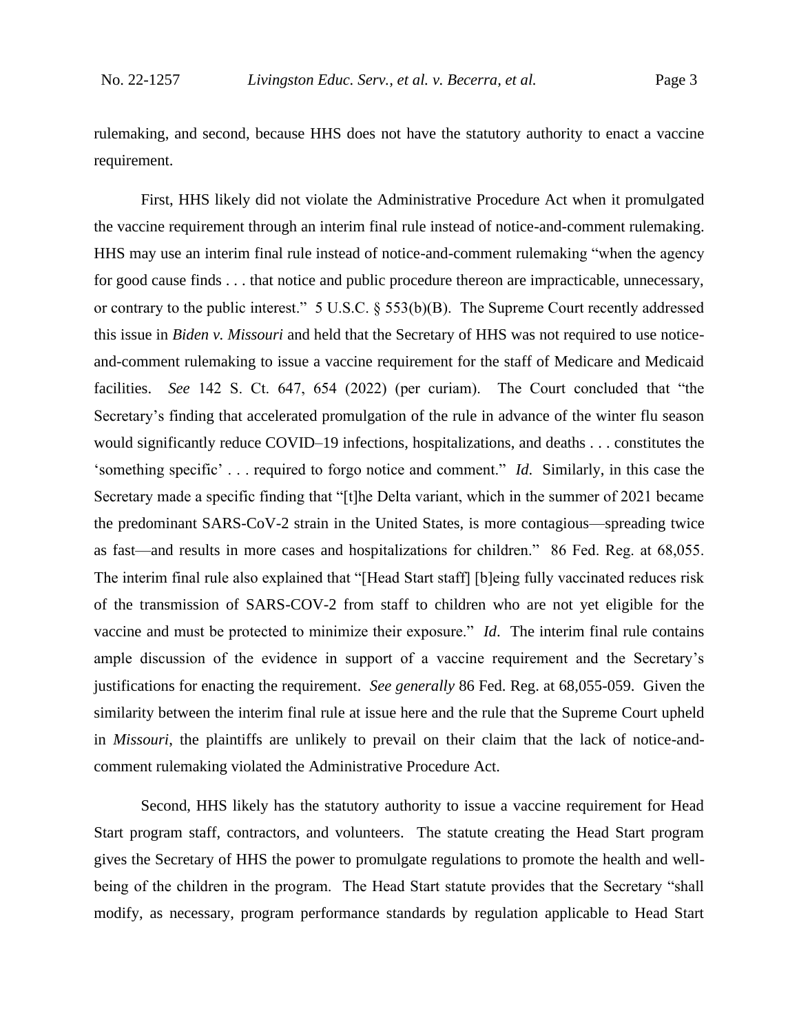rulemaking, and second, because HHS does not have the statutory authority to enact a vaccine requirement.

First, HHS likely did not violate the Administrative Procedure Act when it promulgated the vaccine requirement through an interim final rule instead of notice-and-comment rulemaking. HHS may use an interim final rule instead of notice-and-comment rulemaking "when the agency for good cause finds . . . that notice and public procedure thereon are impracticable, unnecessary, or contrary to the public interest." 5 U.S.C. § 553(b)(B). The Supreme Court recently addressed this issue in *Biden v. Missouri* and held that the Secretary of HHS was not required to use notice-and-comment rulemaking to issue a vaccine requirement for the staff of Medicare and Medicaid facilities. *See* 142 S. Ct. 647, 654 (2022) (per curiam). The Court concluded that "the Secretary's finding that accelerated promulgation of the rule in advance of the winter flu season would significantly reduce COVID–19 infections, hospitalizations, and deaths . . . constitutes the 'something specific' . . . required to forgo notice and comment." *Id*. Similarly, in this case the Secretary made a specific finding that "[t]he Delta variant, which in the summer of 2021 became the predominant SARS-CoV-2 strain in the United States, is more contagious—spreading twice as fast—and results in more cases and hospitalizations for children." 86 Fed. Reg. at 68,055. The interim final rule also explained that "[Head Start staff] [b]eing fully vaccinated reduces risk of the transmission of SARS-COV-2 from staff to children who are not yet eligible for the vaccine and must be protected to minimize their exposure." *Id*. The interim final rule contains ample discussion of the evidence in support of a vaccine requirement and the Secretary's justifications for enacting the requirement. *See generally* 86 Fed. Reg. at 68,055-059. Given the similarity between the interim final rule at issue here and the rule that the Supreme Court upheld in *Missouri*, the plaintiffs are unlikely to prevail on their claim that the lack of notice-and-comment rulemaking violated the Administrative Procedure Act.

Second, HHS likely has the statutory authority to issue a vaccine requirement for Head Start program staff, contractors, and volunteers. The statute creating the Head Start program gives the Secretary of HHS the power to promulgate regulations to promote the health and well-being of the children in the program. The Head Start statute provides that the Secretary "shall modify, as necessary, program performance standards by regulation applicable to Head Start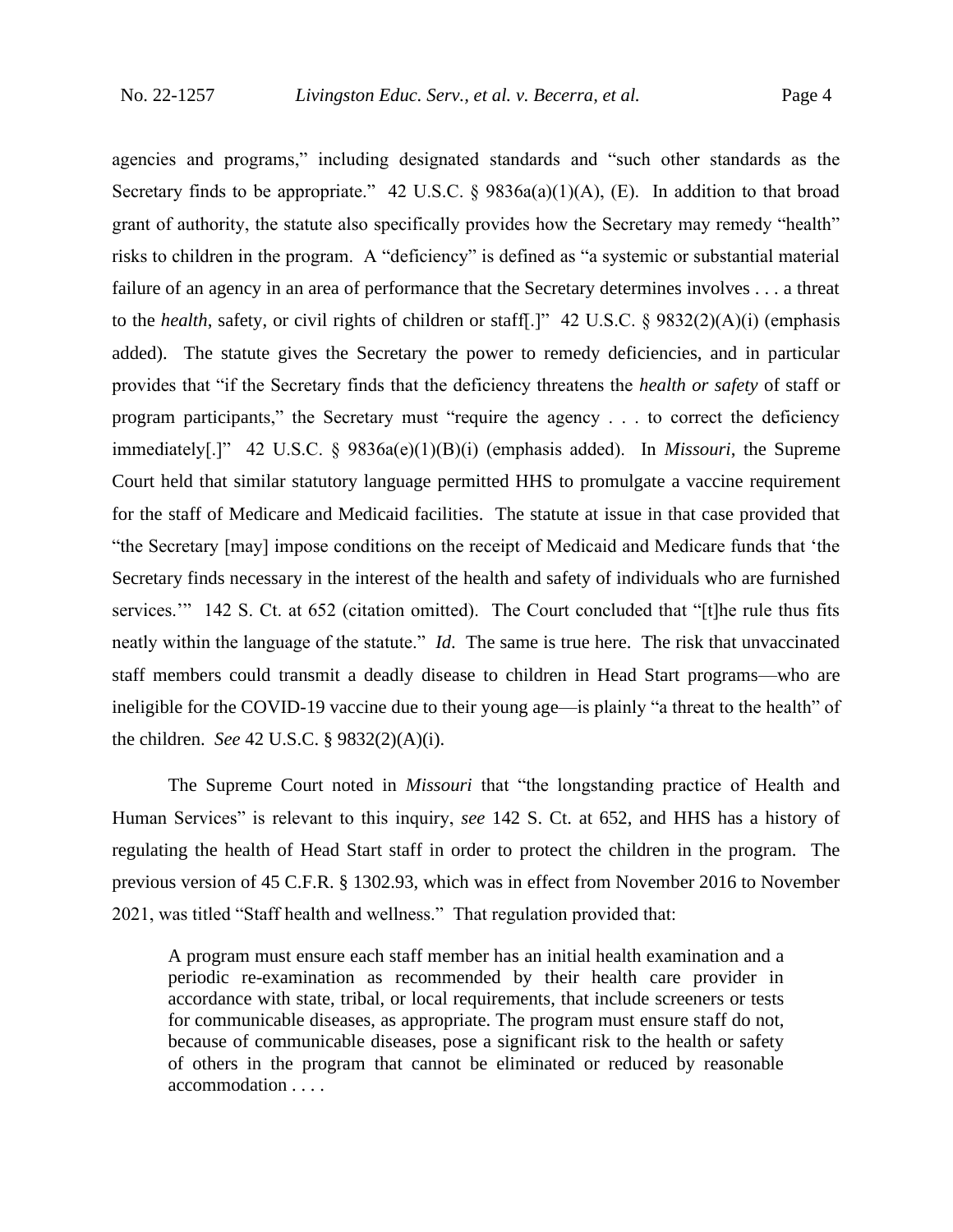agencies and programs," including designated standards and "such other standards as the Secretary finds to be appropriate." 42 U.S.C. § 9836a(a)(1)(A), (E). In addition to that broad grant of authority, the statute also specifically provides how the Secretary may remedy "health" risks to children in the program. A "deficiency" is defined as "a systemic or substantial material failure of an agency in an area of performance that the Secretary determines involves . . . a threat to the *health*, safety, or civil rights of children or staff[.]" 42 U.S.C. § 9832(2)(A)(i) (emphasis added). The statute gives the Secretary the power to remedy deficiencies, and in particular provides that "if the Secretary finds that the deficiency threatens the *health or safety* of staff or program participants," the Secretary must "require the agency . . . to correct the deficiency immediately[.]" 42 U.S.C. § 9836a(e)(1)(B)(i) (emphasis added). In *Missouri*, the Supreme Court held that similar statutory language permitted HHS to promulgate a vaccine requirement for the staff of Medicare and Medicaid facilities. The statute at issue in that case provided that "the Secretary [may] impose conditions on the receipt of Medicaid and Medicare funds that 'the Secretary finds necessary in the interest of the health and safety of individuals who are furnished services.'" 142 S. Ct. at 652 (citation omitted). The Court concluded that "[t]he rule thus fits neatly within the language of the statute." *Id*. The same is true here. The risk that unvaccinated staff members could transmit a deadly disease to children in Head Start programs—who are ineligible for the COVID-19 vaccine due to their young age—is plainly "a threat to the health" of the children. *See* 42 U.S.C. § 9832(2)(A)(i).

The Supreme Court noted in *Missouri* that "the longstanding practice of Health and Human Services" is relevant to this inquiry, *see* 142 S. Ct. at 652, and HHS has a history of regulating the health of Head Start staff in order to protect the children in the program. The previous version of 45 C.F.R. § 1302.93, which was in effect from November 2016 to November 2021, was titled "Staff health and wellness." That regulation provided that:

> A program must ensure each staff member has an initial health examination and a periodic re-examination as recommended by their health care provider in accordance with state, tribal, or local requirements, that include screeners or tests for communicable diseases, as appropriate. The program must ensure staff do not, because of communicable diseases, pose a significant risk to the health or safety of others in the program that cannot be eliminated or reduced by reasonable accommodation . . . .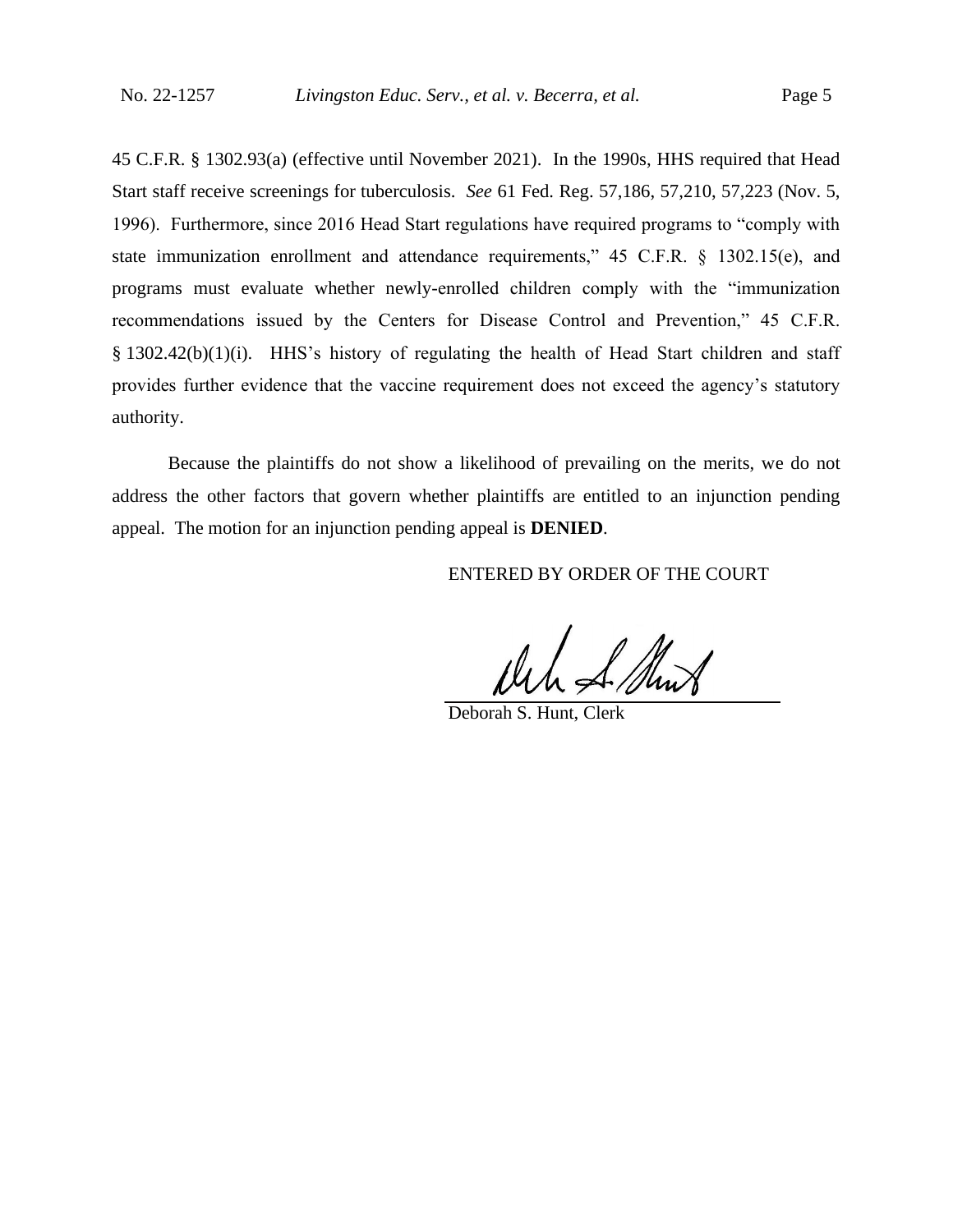45 C.F.R. § 1302.93(a) (effective until November 2021). In the 1990s, HHS required that Head Start staff receive screenings for tuberculosis. *See* 61 Fed. Reg. 57,186, 57,210, 57,223 (Nov. 5, 1996). Furthermore, since 2016 Head Start regulations have required programs to "comply with state immunization enrollment and attendance requirements," 45 C.F.R. § 1302.15(e), and programs must evaluate whether newly-enrolled children comply with the "immunization recommendations issued by the Centers for Disease Control and Prevention," 45 C.F.R. § 1302.42(b)(1)(i). HHS's history of regulating the health of Head Start children and staff provides further evidence that the vaccine requirement does not exceed the agency's statutory authority.

Because the plaintiffs do not show a likelihood of prevailing on the merits, we do not address the other factors that govern whether plaintiffs are entitled to an injunction pending appeal. The motion for an injunction pending appeal is **DENIED**.

ENTERED BY ORDER OF THE COURT

Deborah S. Hunt, Clerk